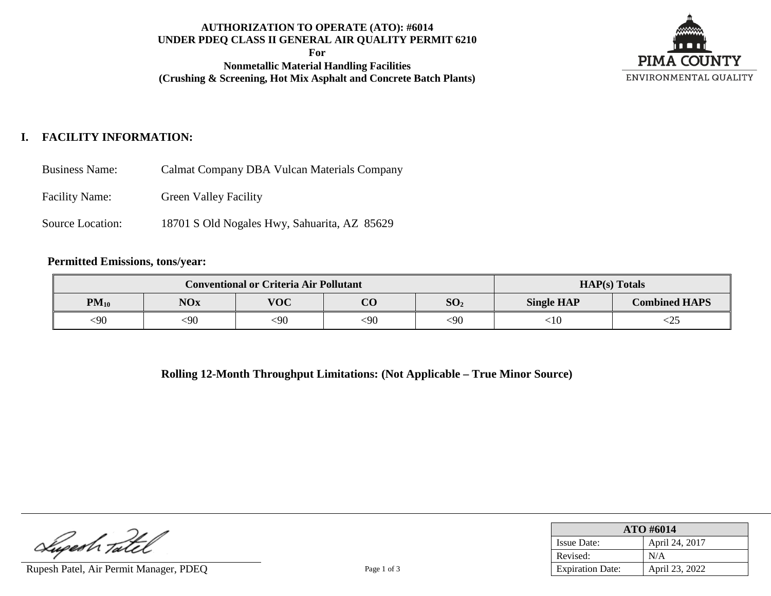**AUTHORIZATION TO OPERATE (ATO): #6014**
**UNDER PDEQ CLASS II GENERAL AIR QUALITY PERMIT 6210**
**For**
**Nonmetallic Material Handling Facilities**
**(Crushing & Screening, Hot Mix Asphalt and Concrete Batch Plants)**

PIMA COUNTY
ENVIRONMENTAL QUALITY

## I. FACILITY INFORMATION:

Business Name: Calmat Company DBA Vulcan Materials Company

Facility Name: Green Valley Facility

Source Location: 18701 S Old Nogales Hwy, Sahuarita, AZ 85629

**Permitted Emissions, tons/year:**

| Conventional or Criteria Air Pollutant | | | | | HAP(s) Totals | |
|---|---|---|---|---|---|---|
| $PM_{10}$ | NOx | VOC | CO | $SO_2$ | Single HAP | Combined HAPS |
| <90 | <90 | <90 | <90 | <90 | <10 | <25 |

**Rolling 12-Month Throughput Limitations: (Not Applicable – True Minor Source)**

Rupesh Patel, Air Permit Manager, PDEQ

| ATO #6014 | |
|---|---|
| Issue Date: | April 24, 2017 |
| Revised: | N/A |
| Expiration Date: | April 23, 2022 |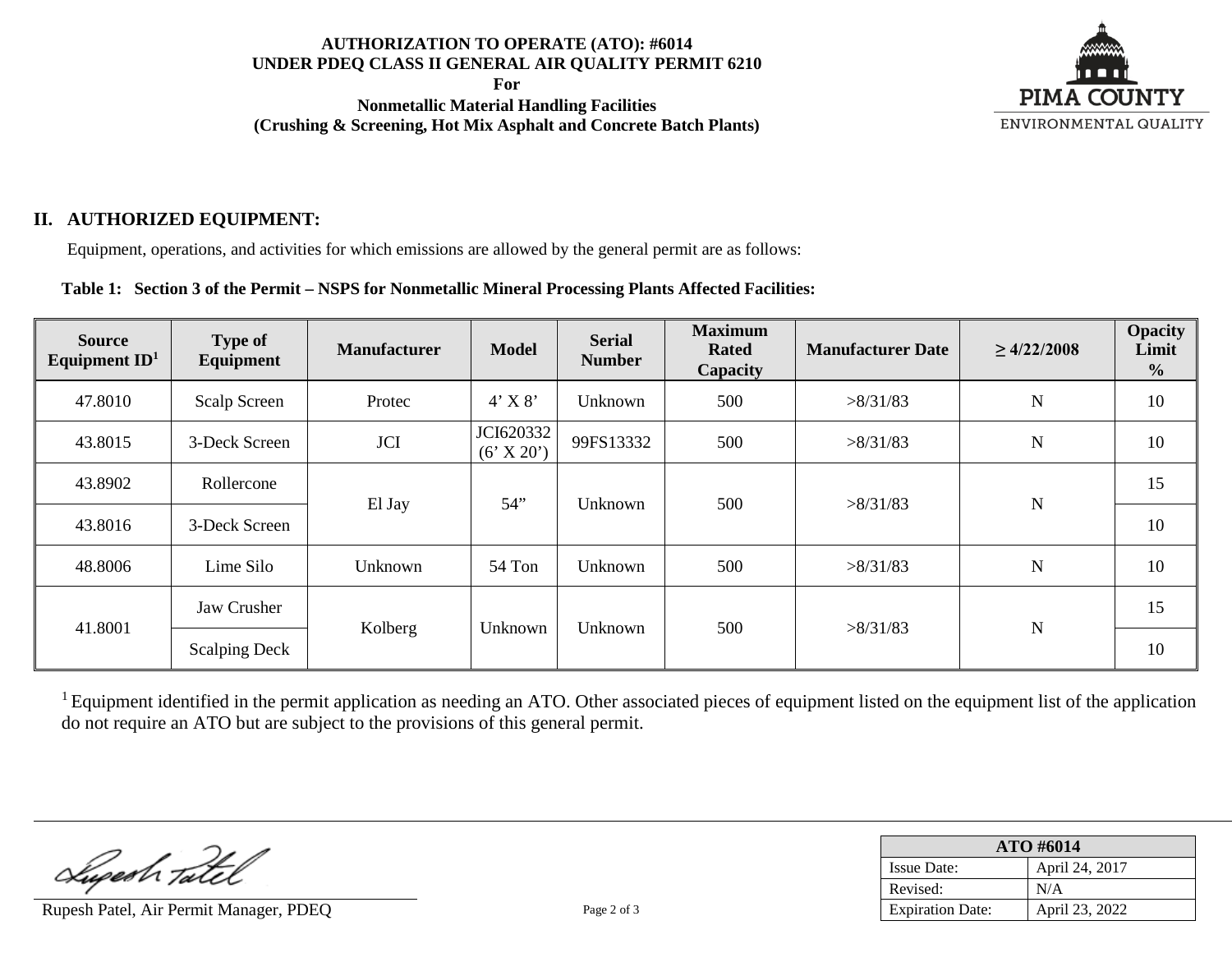**AUTHORIZATION TO OPERATE (ATO): #6014**
**UNDER PDEQ CLASS II GENERAL AIR QUALITY PERMIT 6210**
**For**
**Nonmetallic Material Handling Facilities**
**(Crushing & Screening, Hot Mix Asphalt and Concrete Batch Plants)**

PIMA COUNTY
ENVIRONMENTAL QUALITY

## II. AUTHORIZED EQUIPMENT:

Equipment, operations, and activities for which emissions are allowed by the general permit are as follows:

**Table 1: Section 3 of the Permit – NSPS for Nonmetallic Mineral Processing Plants Affected Facilities:**

| Source Equipment ID[1] | Type of Equipment | Manufacturer | Model | Serial Number | Maximum Rated Capacity | Manufacturer Date | ≥ 4/22/2008 | Opacity Limit % |
|---|---|---|---|---|---|---|---|---|
| 47.8010 | Scalp Screen | Protec | 4' X 8' | Unknown | 500 | >8/31/83 | N | 10 |
| 43.8015 | 3-Deck Screen | JCI | JCI620332 (6' X 20') | 99FS13332 | 500 | >8/31/83 | N | 10 |
| 43.8902 | Rollercone | El Jay | 54" | Unknown | 500 | >8/31/83 | N | 15 |
| 43.8016 | 3-Deck Screen | | | | | | | 10 |
| 48.8006 | Lime Silo | Unknown | 54 Ton | Unknown | 500 | >8/31/83 | N | 10 |
| 41.8001 | Jaw Crusher | Kolberg | Unknown | Unknown | 500 | >8/31/83 | N | 15 |
| | Scalping Deck | | | | | | | 10 |

[1] Equipment identified in the permit application as needing an ATO. Other associated pieces of equipment listed on the equipment list of the application do not require an ATO but are subject to the provisions of this general permit.

Rupesh Patel, Air Permit Manager, PDEQ

| ATO #6014 | |
|---|---|
| Issue Date: | April 24, 2017 |
| Revised: | N/A |
| Expiration Date: | April 23, 2022 |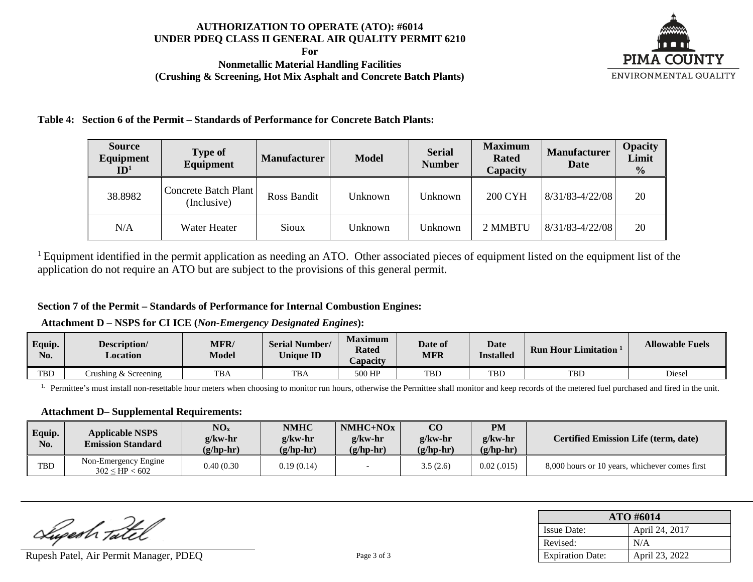**AUTHORIZATION TO OPERATE (ATO): #6014**
**UNDER PDEQ CLASS II GENERAL AIR QUALITY PERMIT 6210**
**For**
**Nonmetallic Material Handling Facilities**
**(Crushing & Screening, Hot Mix Asphalt and Concrete Batch Plants)**

PIMA COUNTY
ENVIRONMENTAL QUALITY

**Table 4: Section 6 of the Permit – Standards of Performance for Concrete Batch Plants:**

| Source Equipment ID[1] | Type of Equipment | Manufacturer | Model | Serial Number | Maximum Rated Capacity | Manufacturer Date | Opacity Limit % |
|---|---|---|---|---|---|---|---|
| 38.8982 | Concrete Batch Plant (Inclusive) | Ross Bandit | Unknown | Unknown | 200 CYH | 8/31/83-4/22/08 | 20 |
| N/A | Water Heater | Sioux | Unknown | Unknown | 2 MMBTU | 8/31/83-4/22/08 | 20 |

[1] Equipment identified in the permit application as needing an ATO. Other associated pieces of equipment listed on the equipment list of the application do not require an ATO but are subject to the provisions of this general permit.

**Section 7 of the Permit – Standards of Performance for Internal Combustion Engines:**

**Attachment D – NSPS for CI ICE (*Non-Emergency Designated Engines*):**

| Equip. No. | Description/ Location | MFR/ Model | Serial Number/ Unique ID | Maximum Rated Capacity | Date of MFR | Date Installed | Run Hour Limitation [1] | Allowable Fuels |
|---|---|---|---|---|---|---|---|---|
| TBD | Crushing & Screening | TBA | TBA | 500 HP | TBD | TBD | TBD | Diesel |

[1.] Permittee's must install non-resettable hour meters when choosing to monitor run hours, otherwise the Permittee shall monitor and keep records of the metered fuel purchased and fired in the unit.

**Attachment D– Supplemental Requirements:**

| Equip. No. | Applicable NSPS Emission Standard | $NO_x$ g/kw-hr (g/hp-hr) | NMHC g/kw-hr (g/hp-hr) | NMHC+NOx g/kw-hr (g/hp-hr) | CO g/kw-hr (g/hp-hr) | PM g/kw-hr (g/hp-hr) | Certified Emission Life (term, date) |
|---|---|---|---|---|---|---|---|
| TBD | Non-Emergency Engine $302 \leq HP < 602$ | 0.40 (0.30 | 0.19 (0.14) | - | 3.5 (2.6) | 0.02 (.015) | 8,000 hours or 10 years, whichever comes first |

Rupesh Patel, Air Permit Manager, PDEQ

| ATO #6014 | |
|---|---|
| Issue Date: | April 24, 2017 |
| Revised: | N/A |
| Expiration Date: | April 23, 2022 |